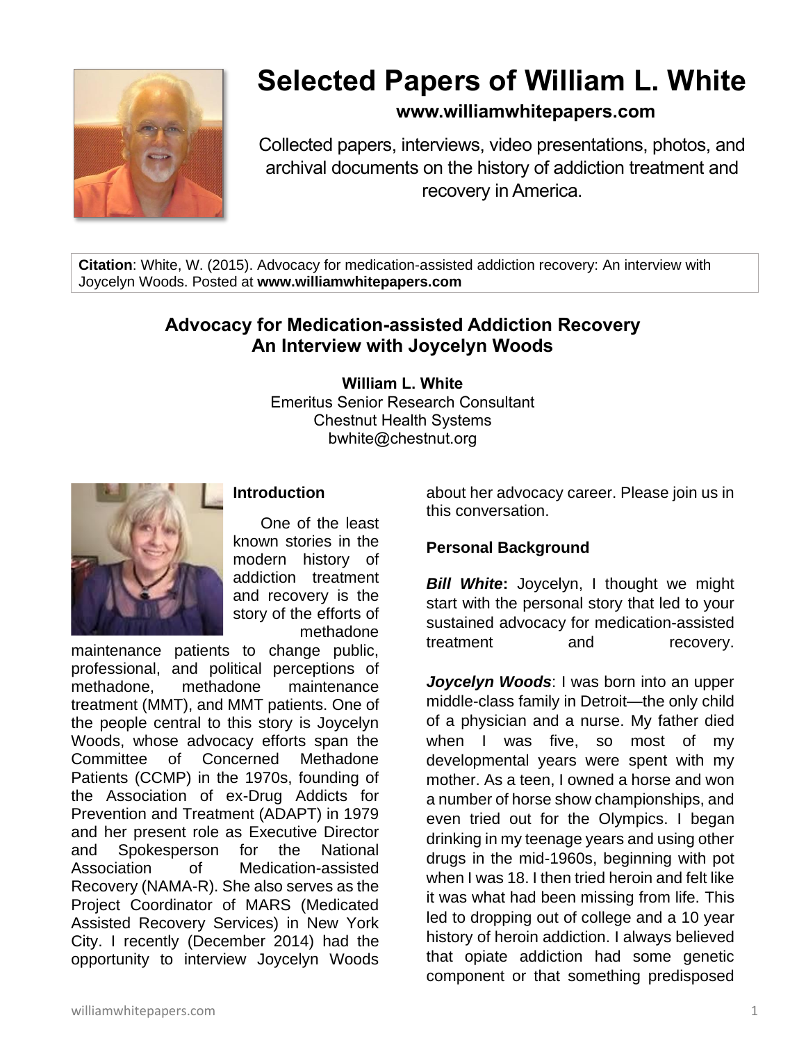# Selected Papers of William L. White

**www.williamwhitepapers.com**

Collected papers, interviews, video presentations, photos, and archival documents on the history of addiction treatment and recovery in America.

**Citation**: White, W. (2015). Advocacy for medication-assisted addiction recovery: An interview with Joycelyn Woods. Posted at **www.williamwhitepapers.com**

## Advocacy for Medication-assisted Addiction Recovery
## An Interview with Joycelyn Woods

**William L. White**
Emeritus Senior Research Consultant
Chestnut Health Systems
bwhite@chestnut.org

### Introduction

One of the least known stories in the modern history of addiction treatment and recovery is the story of the efforts of methadone maintenance patients to change public, professional, and political perceptions of methadone, methadone maintenance treatment (MMT), and MMT patients. One of the people central to this story is Joycelyn Woods, whose advocacy efforts span the Committee of Concerned Methadone Patients (CCMP) in the 1970s, founding of the Association of ex-Drug Addicts for Prevention and Treatment (ADAPT) in 1979 and her present role as Executive Director and Spokesperson for the National Association of Medication-assisted Recovery (NAMA-R). She also serves as the Project Coordinator of MARS (Medicated Assisted Recovery Services) in New York City. I recently (December 2014) had the opportunity to interview Joycelyn Woods about her advocacy career. Please join us in this conversation.

### Personal Background

***Bill White*:** Joycelyn, I thought we might start with the personal story that led to your sustained advocacy for medication-assisted treatment and recovery.

***Joycelyn Woods***: I was born into an upper middle-class family in Detroit—the only child of a physician and a nurse. My father died when I was five, so most of my developmental years were spent with my mother. As a teen, I owned a horse and won a number of horse show championships, and even tried out for the Olympics. I began drinking in my teenage years and using other drugs in the mid-1960s, beginning with pot when I was 18. I then tried heroin and felt like it was what had been missing from life. This led to dropping out of college and a 10 year history of heroin addiction. I always believed that opiate addiction had some genetic component or that something predisposed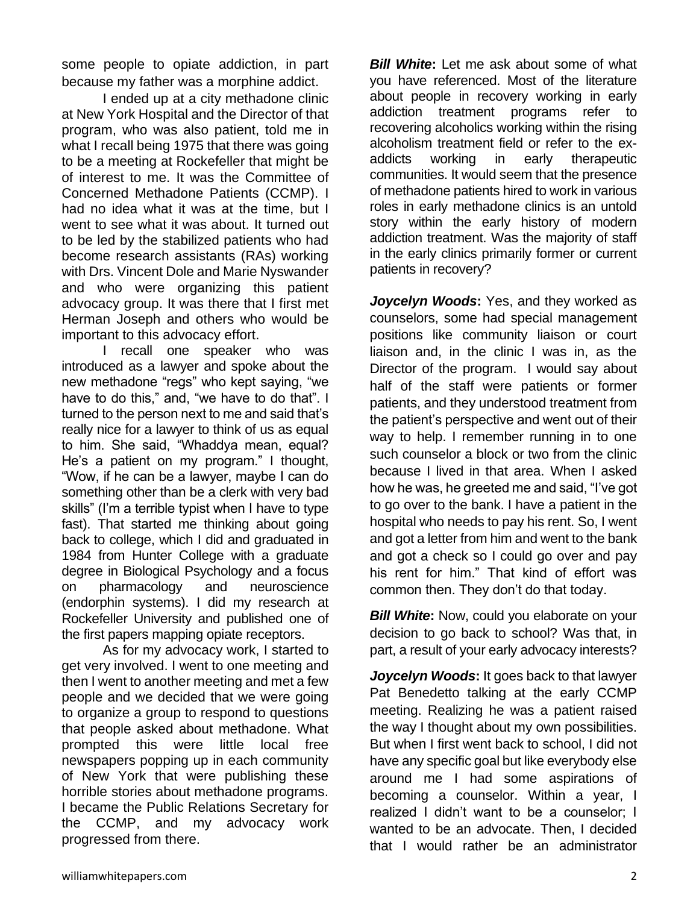some people to opiate addiction, in part because my father was a morphine addict.

I ended up at a city methadone clinic at New York Hospital and the Director of that program, who was also patient, told me in what I recall being 1975 that there was going to be a meeting at Rockefeller that might be of interest to me. It was the Committee of Concerned Methadone Patients (CCMP). I had no idea what it was at the time, but I went to see what it was about. It turned out to be led by the stabilized patients who had become research assistants (RAs) working with Drs. Vincent Dole and Marie Nyswander and who were organizing this patient advocacy group. It was there that I first met Herman Joseph and others who would be important to this advocacy effort.

I recall one speaker who was introduced as a lawyer and spoke about the new methadone "regs" who kept saying, "we have to do this," and, "we have to do that". I turned to the person next to me and said that's really nice for a lawyer to think of us as equal to him. She said, "Whaddya mean, equal? He's a patient on my program." I thought, "Wow, if he can be a lawyer, maybe I can do something other than be a clerk with very bad skills" (I'm a terrible typist when I have to type fast). That started me thinking about going back to college, which I did and graduated in 1984 from Hunter College with a graduate degree in Biological Psychology and a focus on pharmacology and neuroscience (endorphin systems). I did my research at Rockefeller University and published one of the first papers mapping opiate receptors.

As for my advocacy work, I started to get very involved. I went to one meeting and then I went to another meeting and met a few people and we decided that we were going to organize a group to respond to questions that people asked about methadone. What prompted this were little local free newspapers popping up in each community of New York that were publishing these horrible stories about methadone programs. I became the Public Relations Secretary for the CCMP, and my advocacy work progressed from there.

***Bill White*:** Let me ask about some of what you have referenced. Most of the literature about people in recovery working in early addiction treatment programs refer to recovering alcoholics working within the rising alcoholism treatment field or refer to the ex-addicts working in early therapeutic communities. It would seem that the presence of methadone patients hired to work in various roles in early methadone clinics is an untold story within the early history of modern addiction treatment. Was the majority of staff in the early clinics primarily former or current patients in recovery?

***Joycelyn Woods*:** Yes, and they worked as counselors, some had special management positions like community liaison or court liaison and, in the clinic I was in, as the Director of the program. I would say about half of the staff were patients or former patients, and they understood treatment from the patient's perspective and went out of their way to help. I remember running in to one such counselor a block or two from the clinic because I lived in that area. When I asked how he was, he greeted me and said, "I've got to go over to the bank. I have a patient in the hospital who needs to pay his rent. So, I went and got a letter from him and went to the bank and got a check so I could go over and pay his rent for him." That kind of effort was common then. They don't do that today.

***Bill White*:** Now, could you elaborate on your decision to go back to school? Was that, in part, a result of your early advocacy interests?

***Joycelyn Woods*:** It goes back to that lawyer Pat Benedetto talking at the early CCMP meeting. Realizing he was a patient raised the way I thought about my own possibilities. But when I first went back to school, I did not have any specific goal but like everybody else around me I had some aspirations of becoming a counselor. Within a year, I realized I didn't want to be a counselor; I wanted to be an advocate. Then, I decided that I would rather be an administrator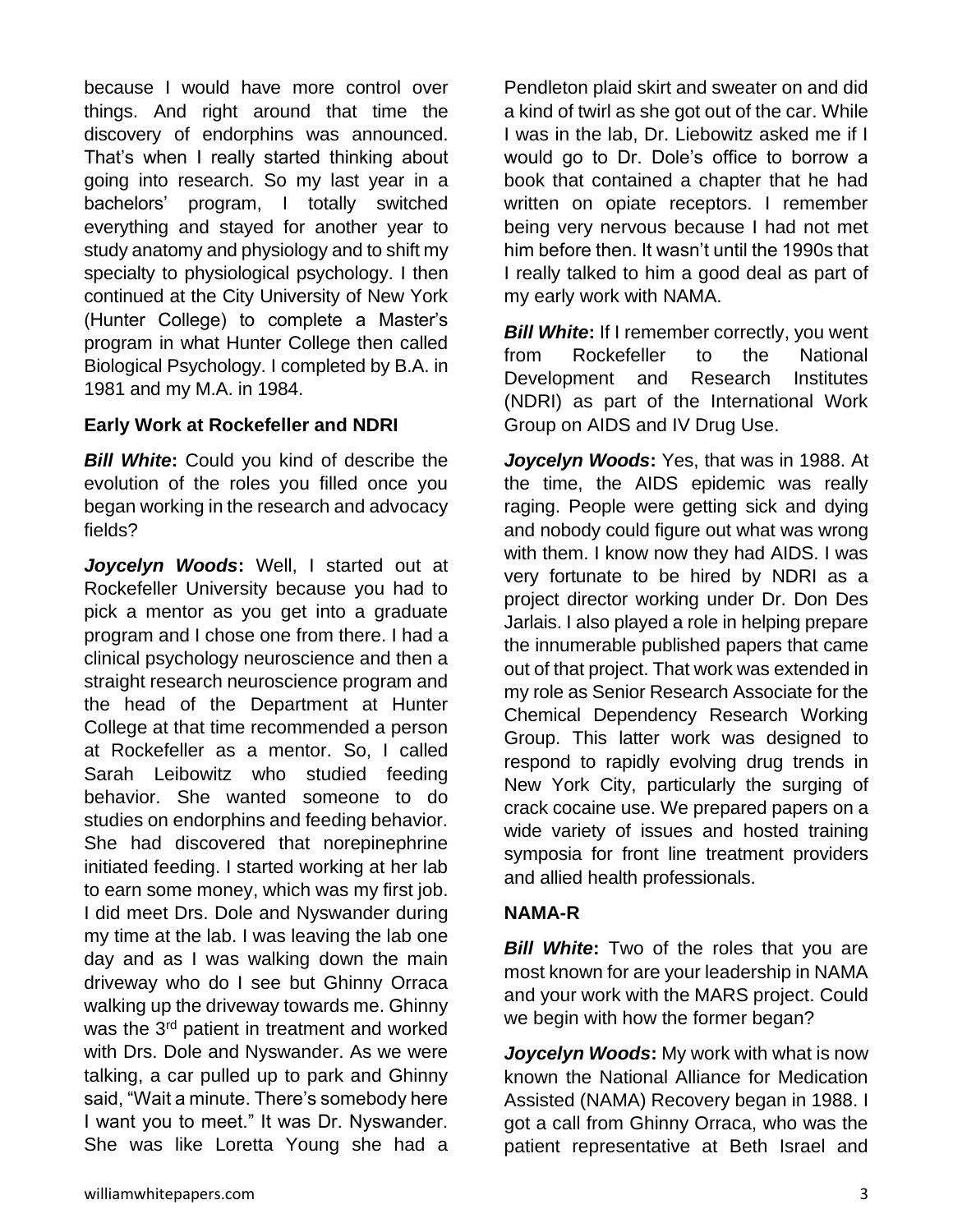because I would have more control over things. And right around that time the discovery of endorphins was announced. That's when I really started thinking about going into research. So my last year in a bachelors' program, I totally switched everything and stayed for another year to study anatomy and physiology and to shift my specialty to physiological psychology. I then continued at the City University of New York (Hunter College) to complete a Master's program in what Hunter College then called Biological Psychology. I completed by B.A. in 1981 and my M.A. in 1984.

## Early Work at Rockefeller and NDRI

***Bill White*:** Could you kind of describe the evolution of the roles you filled once you began working in the research and advocacy fields?

***Joycelyn Woods*:** Well, I started out at Rockefeller University because you had to pick a mentor as you get into a graduate program and I chose one from there. I had a clinical psychology neuroscience and then a straight research neuroscience program and the head of the Department at Hunter College at that time recommended a person at Rockefeller as a mentor. So, I called Sarah Leibowitz who studied feeding behavior. She wanted someone to do studies on endorphins and feeding behavior. She had discovered that norepinephrine initiated feeding. I started working at her lab to earn some money, which was my first job. I did meet Drs. Dole and Nyswander during my time at the lab. I was leaving the lab one day and as I was walking down the main driveway who do I see but Ghinny Orraca walking up the driveway towards me. Ghinny was the 3rd patient in treatment and worked with Drs. Dole and Nyswander. As we were talking, a car pulled up to park and Ghinny said, "Wait a minute. There's somebody here I want you to meet." It was Dr. Nyswander. She was like Loretta Young she had a Pendleton plaid skirt and sweater on and did a kind of twirl as she got out of the car. While I was in the lab, Dr. Liebowitz asked me if I would go to Dr. Dole's office to borrow a book that contained a chapter that he had written on opiate receptors. I remember being very nervous because I had not met him before then. It wasn't until the 1990s that I really talked to him a good deal as part of my early work with NAMA.

***Bill White*:** If I remember correctly, you went from Rockefeller to the National Development and Research Institutes (NDRI) as part of the International Work Group on AIDS and IV Drug Use.

***Joycelyn Woods*:** Yes, that was in 1988. At the time, the AIDS epidemic was really raging. People were getting sick and dying and nobody could figure out what was wrong with them. I know now they had AIDS. I was very fortunate to be hired by NDRI as a project director working under Dr. Don Des Jarlais. I also played a role in helping prepare the innumerable published papers that came out of that project. That work was extended in my role as Senior Research Associate for the Chemical Dependency Research Working Group. This latter work was designed to respond to rapidly evolving drug trends in New York City, particularly the surging of crack cocaine use. We prepared papers on a wide variety of issues and hosted training symposia for front line treatment providers and allied health professionals.

## NAMA-R

***Bill White*:** Two of the roles that you are most known for are your leadership in NAMA and your work with the MARS project. Could we begin with how the former began?

***Joycelyn Woods*:** My work with what is now known the National Alliance for Medication Assisted (NAMA) Recovery began in 1988. I got a call from Ghinny Orraca, who was the patient representative at Beth Israel and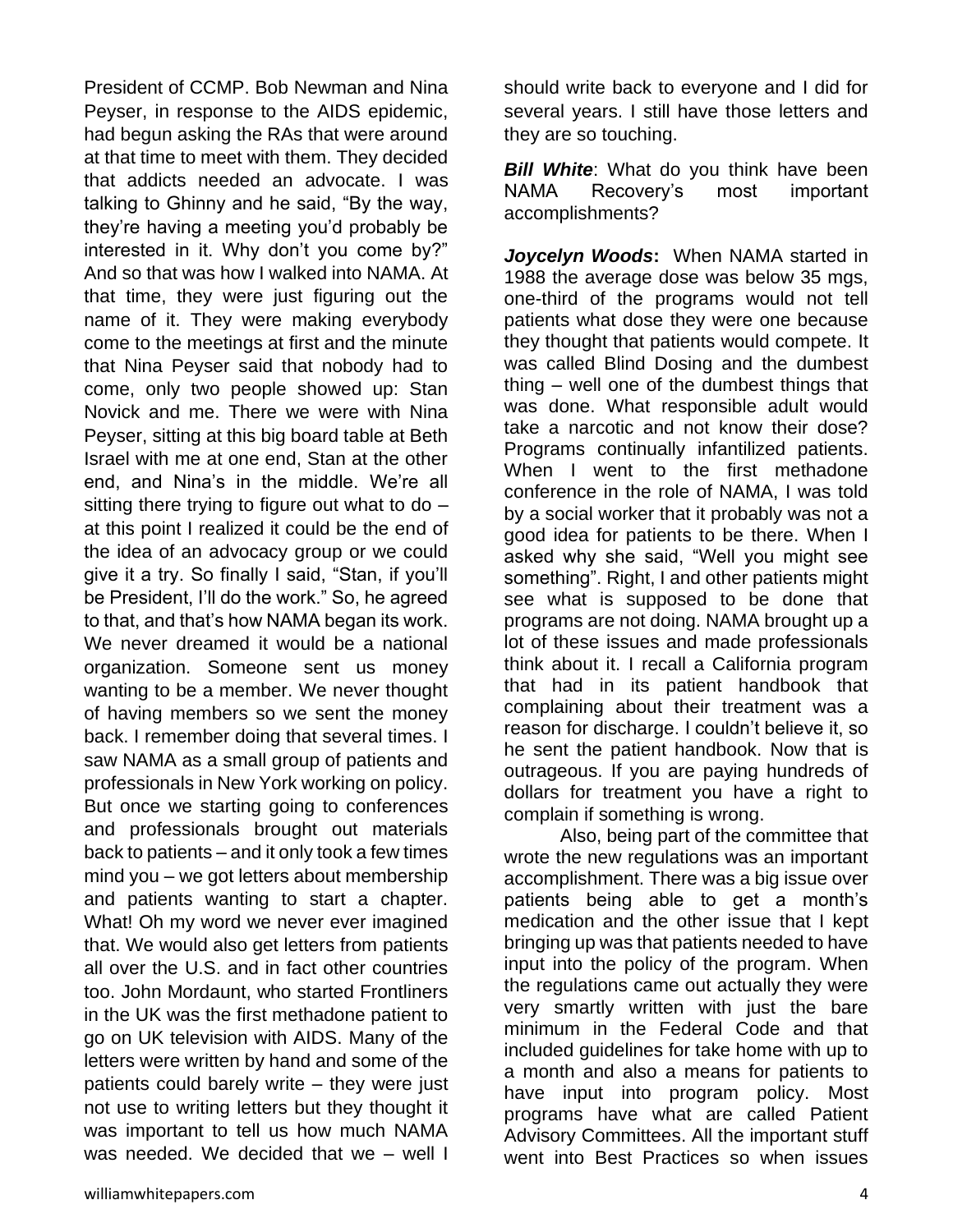President of CCMP. Bob Newman and Nina Peyser, in response to the AIDS epidemic, had begun asking the RAs that were around at that time to meet with them. They decided that addicts needed an advocate. I was talking to Ghinny and he said, "By the way, they're having a meeting you'd probably be interested in it. Why don't you come by?" And so that was how I walked into NAMA. At that time, they were just figuring out the name of it. They were making everybody come to the meetings at first and the minute that Nina Peyser said that nobody had to come, only two people showed up: Stan Novick and me. There we were with Nina Peyser, sitting at this big board table at Beth Israel with me at one end, Stan at the other end, and Nina's in the middle. We're all sitting there trying to figure out what to do – at this point I realized it could be the end of the idea of an advocacy group or we could give it a try. So finally I said, "Stan, if you'll be President, I'll do the work." So, he agreed to that, and that's how NAMA began its work. We never dreamed it would be a national organization. Someone sent us money wanting to be a member. We never thought of having members so we sent the money back. I remember doing that several times. I saw NAMA as a small group of patients and professionals in New York working on policy. But once we starting going to conferences and professionals brought out materials back to patients – and it only took a few times mind you – we got letters about membership and patients wanting to start a chapter. What! Oh my word we never ever imagined that. We would also get letters from patients all over the U.S. and in fact other countries too. John Mordaunt, who started Frontliners in the UK was the first methadone patient to go on UK television with AIDS. Many of the letters were written by hand and some of the patients could barely write – they were just not use to writing letters but they thought it was important to tell us how much NAMA was needed. We decided that we – well I should write back to everyone and I did for several years. I still have those letters and they are so touching.

***Bill White***: What do you think have been NAMA Recovery's most important accomplishments?

***Joycelyn Woods*****:** When NAMA started in 1988 the average dose was below 35 mgs, one-third of the programs would not tell patients what dose they were one because they thought that patients would compete. It was called Blind Dosing and the dumbest thing – well one of the dumbest things that was done. What responsible adult would take a narcotic and not know their dose? Programs continually infantilized patients. When I went to the first methadone conference in the role of NAMA, I was told by a social worker that it probably was not a good idea for patients to be there. When I asked why she said, "Well you might see something". Right, I and other patients might see what is supposed to be done that programs are not doing. NAMA brought up a lot of these issues and made professionals think about it. I recall a California program that had in its patient handbook that complaining about their treatment was a reason for discharge. I couldn't believe it, so he sent the patient handbook. Now that is outrageous. If you are paying hundreds of dollars for treatment you have a right to complain if something is wrong.

Also, being part of the committee that wrote the new regulations was an important accomplishment. There was a big issue over patients being able to get a month's medication and the other issue that I kept bringing up was that patients needed to have input into the policy of the program. When the regulations came out actually they were very smartly written with just the bare minimum in the Federal Code and that included guidelines for take home with up to a month and also a means for patients to have input into program policy. Most programs have what are called Patient Advisory Committees. All the important stuff went into Best Practices so when issues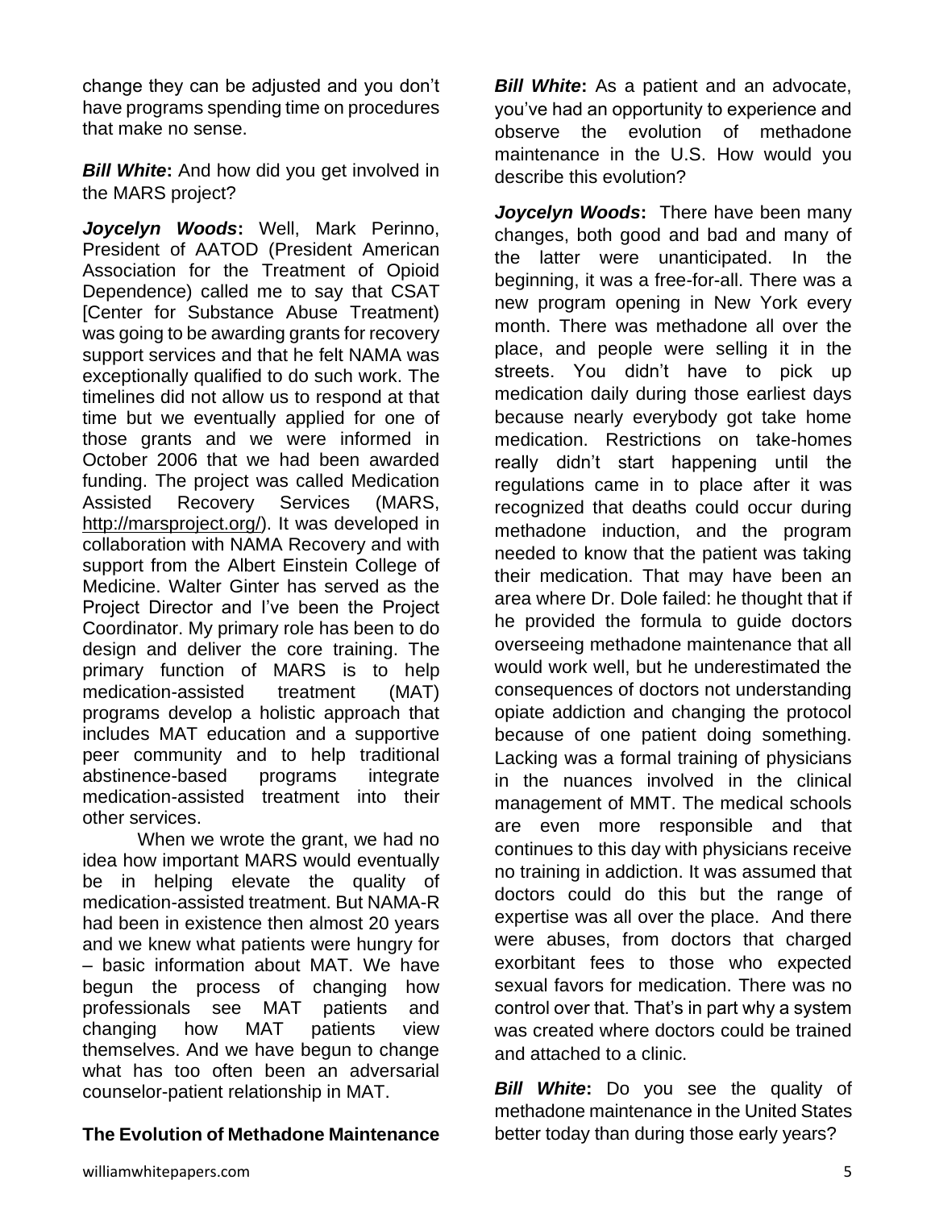change they can be adjusted and you don't have programs spending time on procedures that make no sense.

***Bill White*:** And how did you get involved in the MARS project?

***Joycelyn Woods*:** Well, Mark Perinno, President of AATOD (President American Association for the Treatment of Opioid Dependence) called me to say that CSAT [Center for Substance Abuse Treatment) was going to be awarding grants for recovery support services and that he felt NAMA was exceptionally qualified to do such work. The timelines did not allow us to respond at that time but we eventually applied for one of those grants and we were informed in October 2006 that we had been awarded funding. The project was called Medication Assisted Recovery Services (MARS, http://marsproject.org/). It was developed in collaboration with NAMA Recovery and with support from the Albert Einstein College of Medicine. Walter Ginter has served as the Project Director and I've been the Project Coordinator. My primary role has been to do design and deliver the core training. The primary function of MARS is to help medication-assisted treatment (MAT) programs develop a holistic approach that includes MAT education and a supportive peer community and to help traditional abstinence-based programs integrate medication-assisted treatment into their other services.

When we wrote the grant, we had no idea how important MARS would eventually be in helping elevate the quality of medication-assisted treatment. But NAMA-R had been in existence then almost 20 years and we knew what patients were hungry for – basic information about MAT. We have begun the process of changing how professionals see MAT patients and changing how MAT patients view themselves. And we have begun to change what has too often been an adversarial counselor-patient relationship in MAT.

## The Evolution of Methadone Maintenance

***Bill White*:** As a patient and an advocate, you've had an opportunity to experience and observe the evolution of methadone maintenance in the U.S. How would you describe this evolution?

***Joycelyn Woods*:** There have been many changes, both good and bad and many of the latter were unanticipated. In the beginning, it was a free-for-all. There was a new program opening in New York every month. There was methadone all over the place, and people were selling it in the streets. You didn't have to pick up medication daily during those earliest days because nearly everybody got take home medication. Restrictions on take-homes really didn't start happening until the regulations came in to place after it was recognized that deaths could occur during methadone induction, and the program needed to know that the patient was taking their medication. That may have been an area where Dr. Dole failed: he thought that if he provided the formula to guide doctors overseeing methadone maintenance that all would work well, but he underestimated the consequences of doctors not understanding opiate addiction and changing the protocol because of one patient doing something. Lacking was a formal training of physicians in the nuances involved in the clinical management of MMT. The medical schools are even more responsible and that continues to this day with physicians receive no training in addiction. It was assumed that doctors could do this but the range of expertise was all over the place. And there were abuses, from doctors that charged exorbitant fees to those who expected sexual favors for medication. There was no control over that. That's in part why a system was created where doctors could be trained and attached to a clinic.

***Bill White*:** Do you see the quality of methadone maintenance in the United States better today than during those early years?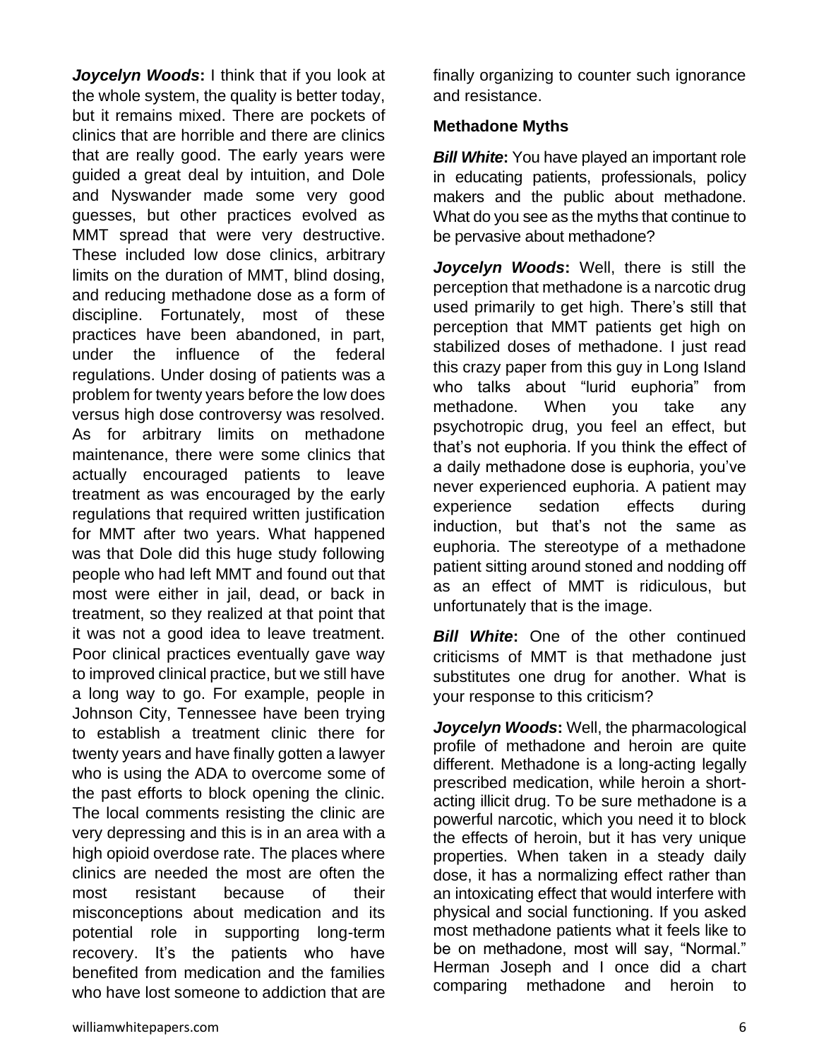***Joycelyn Woods*****:** I think that if you look at the whole system, the quality is better today, but it remains mixed. There are pockets of clinics that are horrible and there are clinics that are really good. The early years were guided a great deal by intuition, and Dole and Nyswander made some very good guesses, but other practices evolved as MMT spread that were very destructive. These included low dose clinics, arbitrary limits on the duration of MMT, blind dosing, and reducing methadone dose as a form of discipline. Fortunately, most of these practices have been abandoned, in part, under the influence of the federal regulations. Under dosing of patients was a problem for twenty years before the low does versus high dose controversy was resolved. As for arbitrary limits on methadone maintenance, there were some clinics that actually encouraged patients to leave treatment as was encouraged by the early regulations that required written justification for MMT after two years. What happened was that Dole did this huge study following people who had left MMT and found out that most were either in jail, dead, or back in treatment, so they realized at that point that it was not a good idea to leave treatment. Poor clinical practices eventually gave way to improved clinical practice, but we still have a long way to go. For example, people in Johnson City, Tennessee have been trying to establish a treatment clinic there for twenty years and have finally gotten a lawyer who is using the ADA to overcome some of the past efforts to block opening the clinic. The local comments resisting the clinic are very depressing and this is in an area with a high opioid overdose rate. The places where clinics are needed the most are often the most resistant because of their misconceptions about medication and its potential role in supporting long-term recovery. It's the patients who have benefited from medication and the families who have lost someone to addiction that are finally organizing to counter such ignorance and resistance.

**Methadone Myths**

***Bill White*****:** You have played an important role in educating patients, professionals, policy makers and the public about methadone. What do you see as the myths that continue to be pervasive about methadone?

***Joycelyn Woods*****:** Well, there is still the perception that methadone is a narcotic drug used primarily to get high. There's still that perception that MMT patients get high on stabilized doses of methadone. I just read this crazy paper from this guy in Long Island who talks about "lurid euphoria" from methadone. When you take any psychotropic drug, you feel an effect, but that's not euphoria. If you think the effect of a daily methadone dose is euphoria, you've never experienced euphoria. A patient may experience sedation effects during induction, but that's not the same as euphoria. The stereotype of a methadone patient sitting around stoned and nodding off as an effect of MMT is ridiculous, but unfortunately that is the image.

***Bill White*****:** One of the other continued criticisms of MMT is that methadone just substitutes one drug for another. What is your response to this criticism?

***Joycelyn Woods*****:** Well, the pharmacological profile of methadone and heroin are quite different. Methadone is a long-acting legally prescribed medication, while heroin a short-acting illicit drug. To be sure methadone is a powerful narcotic, which you need it to block the effects of heroin, but it has very unique properties. When taken in a steady daily dose, it has a normalizing effect rather than an intoxicating effect that would interfere with physical and social functioning. If you asked most methadone patients what it feels like to be on methadone, most will say, "Normal." Herman Joseph and I once did a chart comparing methadone and heroin to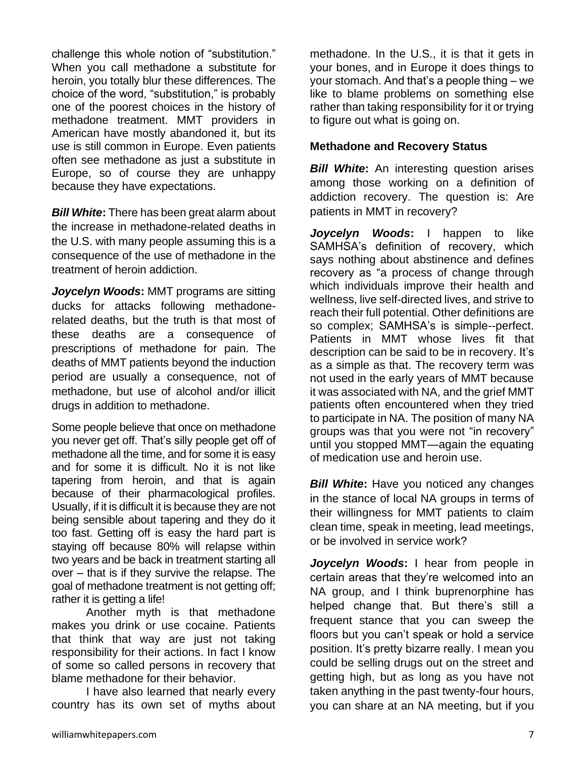challenge this whole notion of "substitution." When you call methadone a substitute for heroin, you totally blur these differences. The choice of the word, "substitution," is probably one of the poorest choices in the history of methadone treatment. MMT providers in American have mostly abandoned it, but its use is still common in Europe. Even patients often see methadone as just a substitute in Europe, so of course they are unhappy because they have expectations.

***Bill White*:** There has been great alarm about the increase in methadone-related deaths in the U.S. with many people assuming this is a consequence of the use of methadone in the treatment of heroin addiction.

***Joycelyn Woods*:** MMT programs are sitting ducks for attacks following methadone-related deaths, but the truth is that most of these deaths are a consequence of prescriptions of methadone for pain. The deaths of MMT patients beyond the induction period are usually a consequence, not of methadone, but use of alcohol and/or illicit drugs in addition to methadone.

Some people believe that once on methadone you never get off. That's silly people get off of methadone all the time, and for some it is easy and for some it is difficult. No it is not like tapering from heroin, and that is again because of their pharmacological profiles. Usually, if it is difficult it is because they are not being sensible about tapering and they do it too fast. Getting off is easy the hard part is staying off because 80% will relapse within two years and be back in treatment starting all over – that is if they survive the relapse. The goal of methadone treatment is not getting off; rather it is getting a life!

Another myth is that methadone makes you drink or use cocaine. Patients that think that way are just not taking responsibility for their actions. In fact I know of some so called persons in recovery that blame methadone for their behavior.

I have also learned that nearly every country has its own set of myths about methadone. In the U.S., it is that it gets in your bones, and in Europe it does things to your stomach. And that's a people thing – we like to blame problems on something else rather than taking responsibility for it or trying to figure out what is going on.

**Methadone and Recovery Status**

***Bill White*:** An interesting question arises among those working on a definition of addiction recovery. The question is: Are patients in MMT in recovery?

***Joycelyn Woods*:** I happen to like SAMHSA's definition of recovery, which says nothing about abstinence and defines recovery as "a process of change through which individuals improve their health and wellness, live self-directed lives, and strive to reach their full potential. Other definitions are so complex; SAMHSA's is simple--perfect. Patients in MMT whose lives fit that description can be said to be in recovery. It's as a simple as that. The recovery term was not used in the early years of MMT because it was associated with NA, and the grief MMT patients often encountered when they tried to participate in NA. The position of many NA groups was that you were not "in recovery" until you stopped MMT—again the equating of medication use and heroin use.

***Bill White*:** Have you noticed any changes in the stance of local NA groups in terms of their willingness for MMT patients to claim clean time, speak in meeting, lead meetings, or be involved in service work?

***Joycelyn Woods*:** I hear from people in certain areas that they're welcomed into an NA group, and I think buprenorphine has helped change that. But there's still a frequent stance that you can sweep the floors but you can't speak or hold a service position. It's pretty bizarre really. I mean you could be selling drugs out on the street and getting high, but as long as you have not taken anything in the past twenty-four hours, you can share at an NA meeting, but if you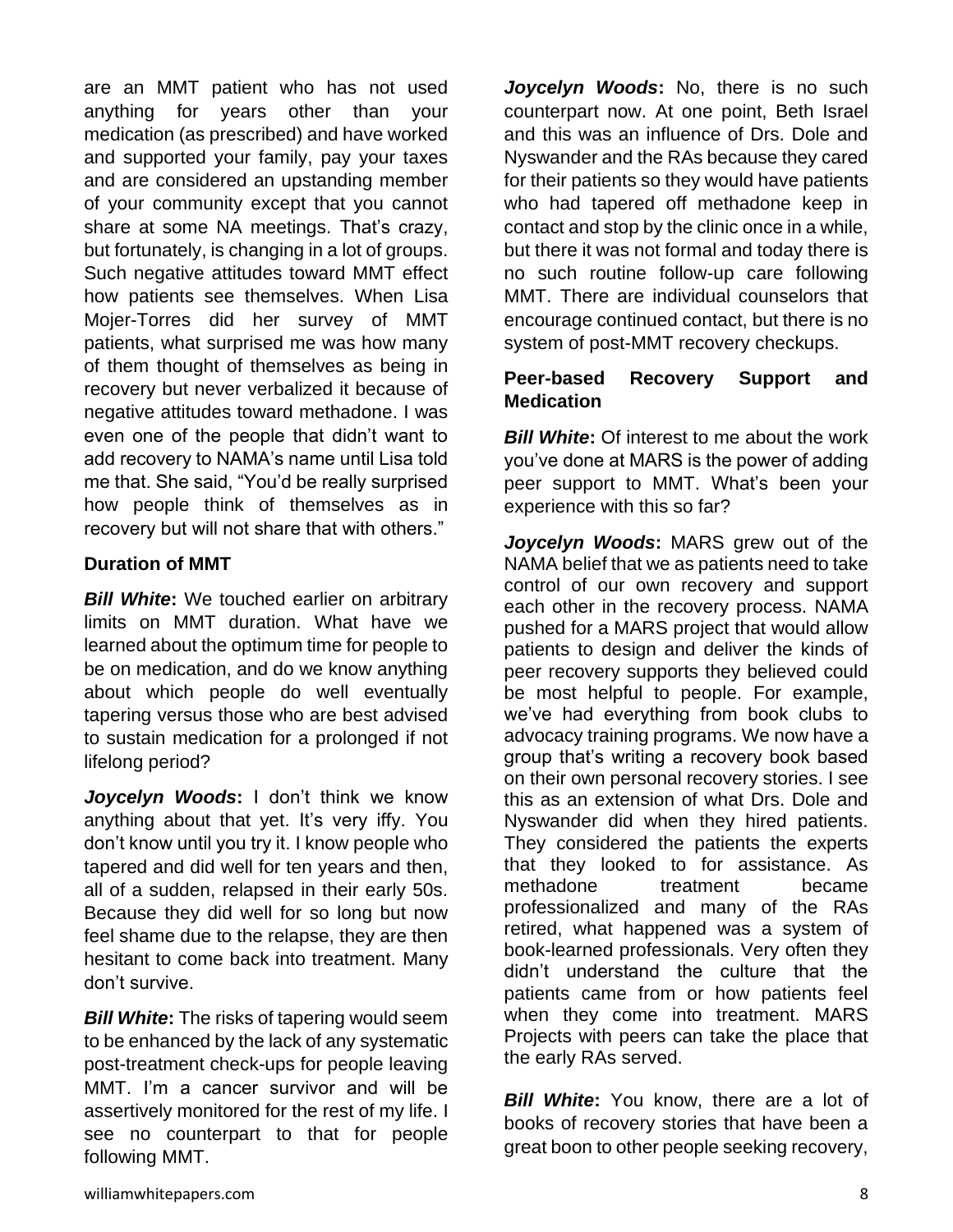are an MMT patient who has not used anything for years other than your medication (as prescribed) and have worked and supported your family, pay your taxes and are considered an upstanding member of your community except that you cannot share at some NA meetings. That's crazy, but fortunately, is changing in a lot of groups. Such negative attitudes toward MMT effect how patients see themselves. When Lisa Mojer-Torres did her survey of MMT patients, what surprised me was how many of them thought of themselves as being in recovery but never verbalized it because of negative attitudes toward methadone. I was even one of the people that didn't want to add recovery to NAMA's name until Lisa told me that. She said, "You'd be really surprised how people think of themselves as in recovery but will not share that with others."

### Duration of MMT

***Bill White*:** We touched earlier on arbitrary limits on MMT duration. What have we learned about the optimum time for people to be on medication, and do we know anything about which people do well eventually tapering versus those who are best advised to sustain medication for a prolonged if not lifelong period?

***Joycelyn Woods*:** I don't think we know anything about that yet. It's very iffy. You don't know until you try it. I know people who tapered and did well for ten years and then, all of a sudden, relapsed in their early 50s. Because they did well for so long but now feel shame due to the relapse, they are then hesitant to come back into treatment. Many don't survive.

***Bill White*:** The risks of tapering would seem to be enhanced by the lack of any systematic post-treatment check-ups for people leaving MMT. I'm a cancer survivor and will be assertively monitored for the rest of my life. I see no counterpart to that for people following MMT.

***Joycelyn Woods*:** No, there is no such counterpart now. At one point, Beth Israel and this was an influence of Drs. Dole and Nyswander and the RAs because they cared for their patients so they would have patients who had tapered off methadone keep in contact and stop by the clinic once in a while, but there it was not formal and today there is no such routine follow-up care following MMT. There are individual counselors that encourage continued contact, but there is no system of post-MMT recovery checkups.

### Peer-based Recovery Support and Medication

***Bill White*:** Of interest to me about the work you've done at MARS is the power of adding peer support to MMT. What's been your experience with this so far?

***Joycelyn Woods*:** MARS grew out of the NAMA belief that we as patients need to take control of our own recovery and support each other in the recovery process. NAMA pushed for a MARS project that would allow patients to design and deliver the kinds of peer recovery supports they believed could be most helpful to people. For example, we've had everything from book clubs to advocacy training programs. We now have a group that's writing a recovery book based on their own personal recovery stories. I see this as an extension of what Drs. Dole and Nyswander did when they hired patients. They considered the patients the experts that they looked to for assistance. As methadone treatment became professionalized and many of the RAs retired, what happened was a system of book-learned professionals. Very often they didn't understand the culture that the patients came from or how patients feel when they come into treatment. MARS Projects with peers can take the place that the early RAs served.

***Bill White*:** You know, there are a lot of books of recovery stories that have been a great boon to other people seeking recovery,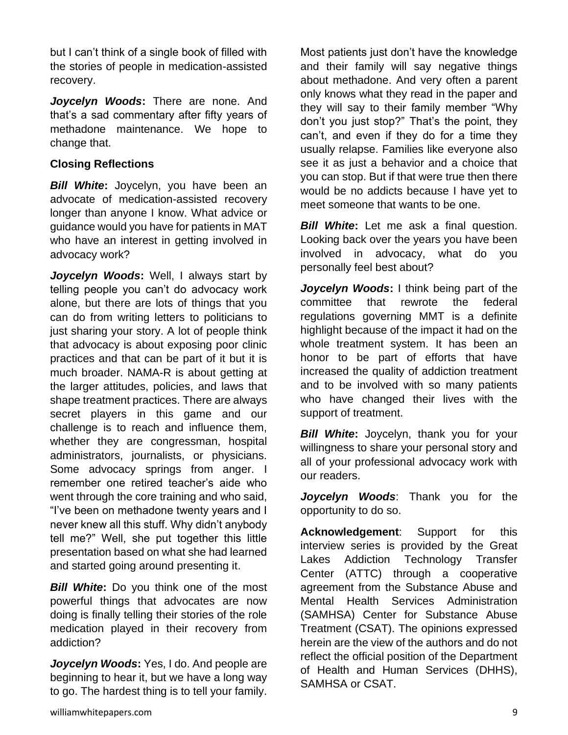but I can't think of a single book of filled with the stories of people in medication-assisted recovery.

***Joycelyn Woods*:** There are none. And that's a sad commentary after fifty years of methadone maintenance. We hope to change that.

**Closing Reflections**

***Bill White*:** Joycelyn, you have been an advocate of medication-assisted recovery longer than anyone I know. What advice or guidance would you have for patients in MAT who have an interest in getting involved in advocacy work?

***Joycelyn Woods*:** Well, I always start by telling people you can't do advocacy work alone, but there are lots of things that you can do from writing letters to politicians to just sharing your story. A lot of people think that advocacy is about exposing poor clinic practices and that can be part of it but it is much broader. NAMA-R is about getting at the larger attitudes, policies, and laws that shape treatment practices. There are always secret players in this game and our challenge is to reach and influence them, whether they are congressman, hospital administrators, journalists, or physicians. Some advocacy springs from anger. I remember one retired teacher's aide who went through the core training and who said, "I've been on methadone twenty years and I never knew all this stuff. Why didn't anybody tell me?" Well, she put together this little presentation based on what she had learned and started going around presenting it.

***Bill White*:** Do you think one of the most powerful things that advocates are now doing is finally telling their stories of the role medication played in their recovery from addiction?

***Joycelyn Woods*:** Yes, I do. And people are beginning to hear it, but we have a long way to go. The hardest thing is to tell your family. Most patients just don't have the knowledge and their family will say negative things about methadone. And very often a parent only knows what they read in the paper and they will say to their family member "Why don't you just stop?" That's the point, they can't, and even if they do for a time they usually relapse. Families like everyone also see it as just a behavior and a choice that you can stop. But if that were true then there would be no addicts because I have yet to meet someone that wants to be one.

***Bill White*:** Let me ask a final question. Looking back over the years you have been involved in advocacy, what do you personally feel best about?

***Joycelyn Woods*:** I think being part of the committee that rewrote the federal regulations governing MMT is a definite highlight because of the impact it had on the whole treatment system. It has been an honor to be part of efforts that have increased the quality of addiction treatment and to be involved with so many patients who have changed their lives with the support of treatment.

***Bill White*:** Joycelyn, thank you for your willingness to share your personal story and all of your professional advocacy work with our readers.

***Joycelyn Woods***: Thank you for the opportunity to do so.

**Acknowledgement**: Support for this interview series is provided by the Great Lakes Addiction Technology Transfer Center (ATTC) through a cooperative agreement from the Substance Abuse and Mental Health Services Administration (SAMHSA) Center for Substance Abuse Treatment (CSAT). The opinions expressed herein are the view of the authors and do not reflect the official position of the Department of Health and Human Services (DHHS), SAMHSA or CSAT.